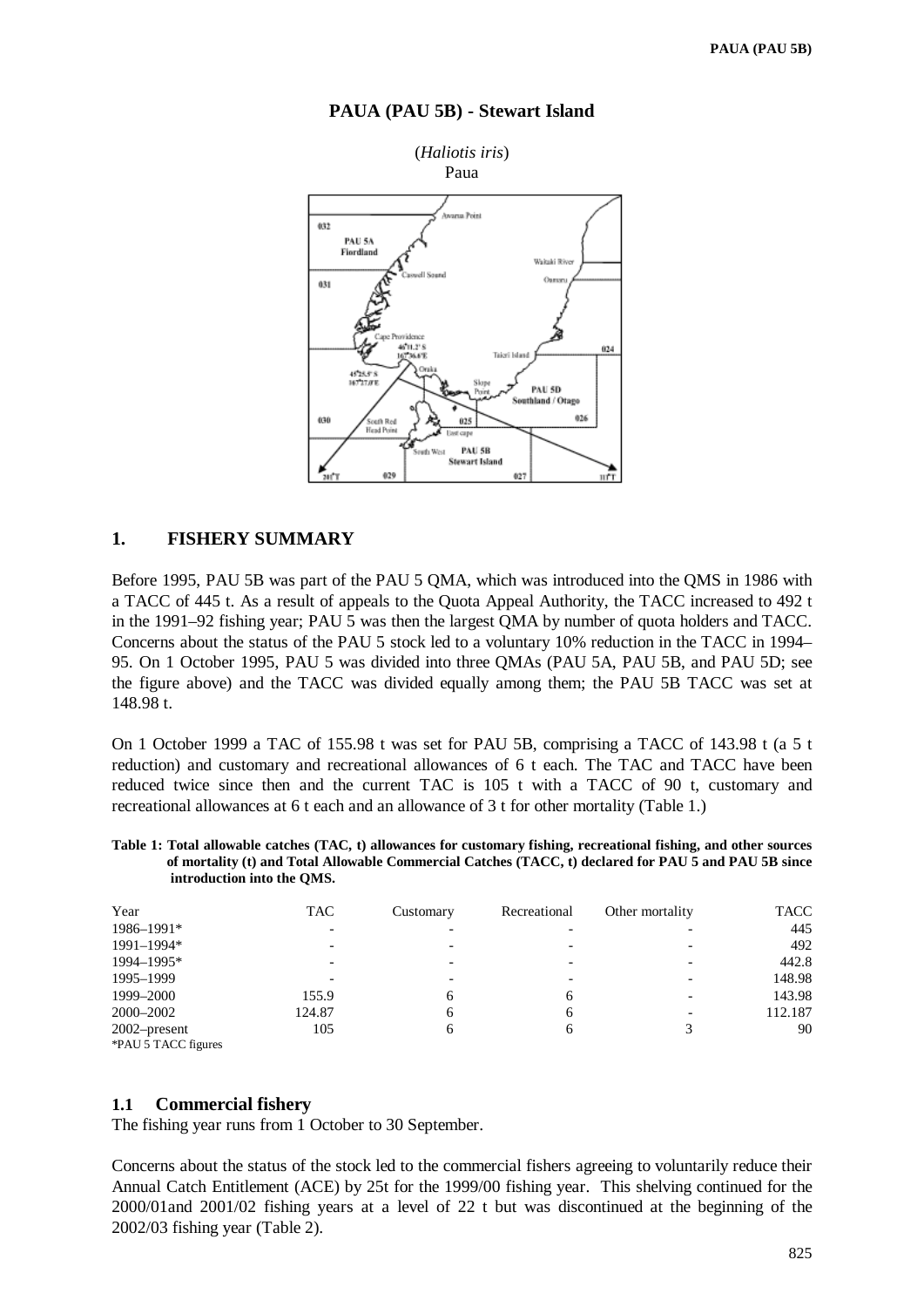# PAUA (PAU 5B) - Stewart Island

(*Haliotis iris*)
Paua

## 1. FISHERY SUMMARY

Before 1995, PAU 5B was part of the PAU 5 QMA, which was introduced into the QMS in 1986 with a TACC of 445 t. As a result of appeals to the Quota Appeal Authority, the TACC increased to 492 t in the 1991–92 fishing year; PAU 5 was then the largest QMA by number of quota holders and TACC. Concerns about the status of the PAU 5 stock led to a voluntary 10% reduction in the TACC in 1994–95. On 1 October 1995, PAU 5 was divided into three QMAs (PAU 5A, PAU 5B, and PAU 5D; see the figure above) and the TACC was divided equally among them; the PAU 5B TACC was set at 148.98 t.

On 1 October 1999 a TAC of 155.98 t was set for PAU 5B, comprising a TACC of 143.98 t (a 5 t reduction) and customary and recreational allowances of 6 t each. The TAC and TACC have been reduced twice since then and the current TAC is 105 t with a TACC of 90 t, customary and recreational allowances at 6 t each and an allowance of 3 t for other mortality (Table 1.)

**Table 1: Total allowable catches (TAC, t) allowances for customary fishing, recreational fishing, and other sources of mortality (t) and Total Allowable Commercial Catches (TACC, t) declared for PAU 5 and PAU 5B since introduction into the QMS.**

| Year | TAC | Customary | Recreational | Other mortality | TACC |
|---|---|---|---|---|---|
| 1986–1991* | - | - | - | - | 445 |
| 1991–1994* | - | - | - | - | 492 |
| 1994–1995* | - | - | - | - | 442.8 |
| 1995–1999 | - | - | - | - | 148.98 |
| 1999–2000 | 155.9 | 6 | 6 | - | 143.98 |
| 2000–2002 | 124.87 | 6 | 6 | - | 112.187 |
| 2002–present | 105 | 6 | 6 | 3 | 90 |

*PAU 5 TACC figures

### 1.1 Commercial fishery

The fishing year runs from 1 October to 30 September.

Concerns about the status of the stock led to the commercial fishers agreeing to voluntarily reduce their Annual Catch Entitlement (ACE) by 25t for the 1999/00 fishing year. This shelving continued for the 2000/01and 2001/02 fishing years at a level of 22 t but was discontinued at the beginning of the 2002/03 fishing year (Table 2).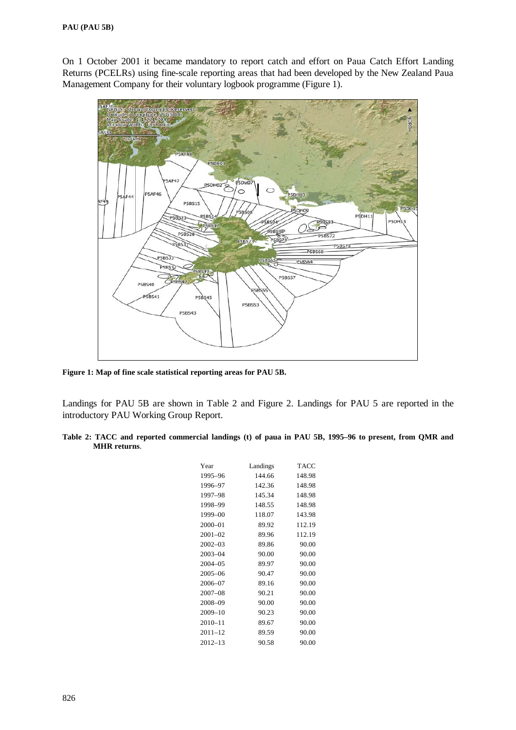On 1 October 2001 it became mandatory to report catch and effort on Paua Catch Effort Landing Returns (PCELRs) using fine-scale reporting areas that had been developed by the New Zealand Paua Management Company for their voluntary logbook programme (Figure 1).

**Figure 1: Map of fine scale statistical reporting areas for PAU 5B.**

Landings for PAU 5B are shown in Table 2 and Figure 2. Landings for PAU 5 are reported in the introductory PAU Working Group Report.

**Table 2: TACC and reported commercial landings (t) of paua in PAU 5B, 1995–96 to present, from QMR and MHR returns**.

| Year | Landings | TACC |
|---|---|---|
| 1995–96 | 144.66 | 148.98 |
| 1996–97 | 142.36 | 148.98 |
| 1997–98 | 145.34 | 148.98 |
| 1998–99 | 148.55 | 148.98 |
| 1999–00 | 118.07 | 143.98 |
| 2000–01 | 89.92 | 112.19 |
| 2001–02 | 89.96 | 112.19 |
| 2002–03 | 89.86 | 90.00 |
| 2003–04 | 90.00 | 90.00 |
| 2004–05 | 89.97 | 90.00 |
| 2005–06 | 90.47 | 90.00 |
| 2006–07 | 89.16 | 90.00 |
| 2007–08 | 90.21 | 90.00 |
| 2008–09 | 90.00 | 90.00 |
| 2009–10 | 90.23 | 90.00 |
| 2010–11 | 89.67 | 90.00 |
| 2011–12 | 89.59 | 90.00 |
| 2012–13 | 90.58 | 90.00 |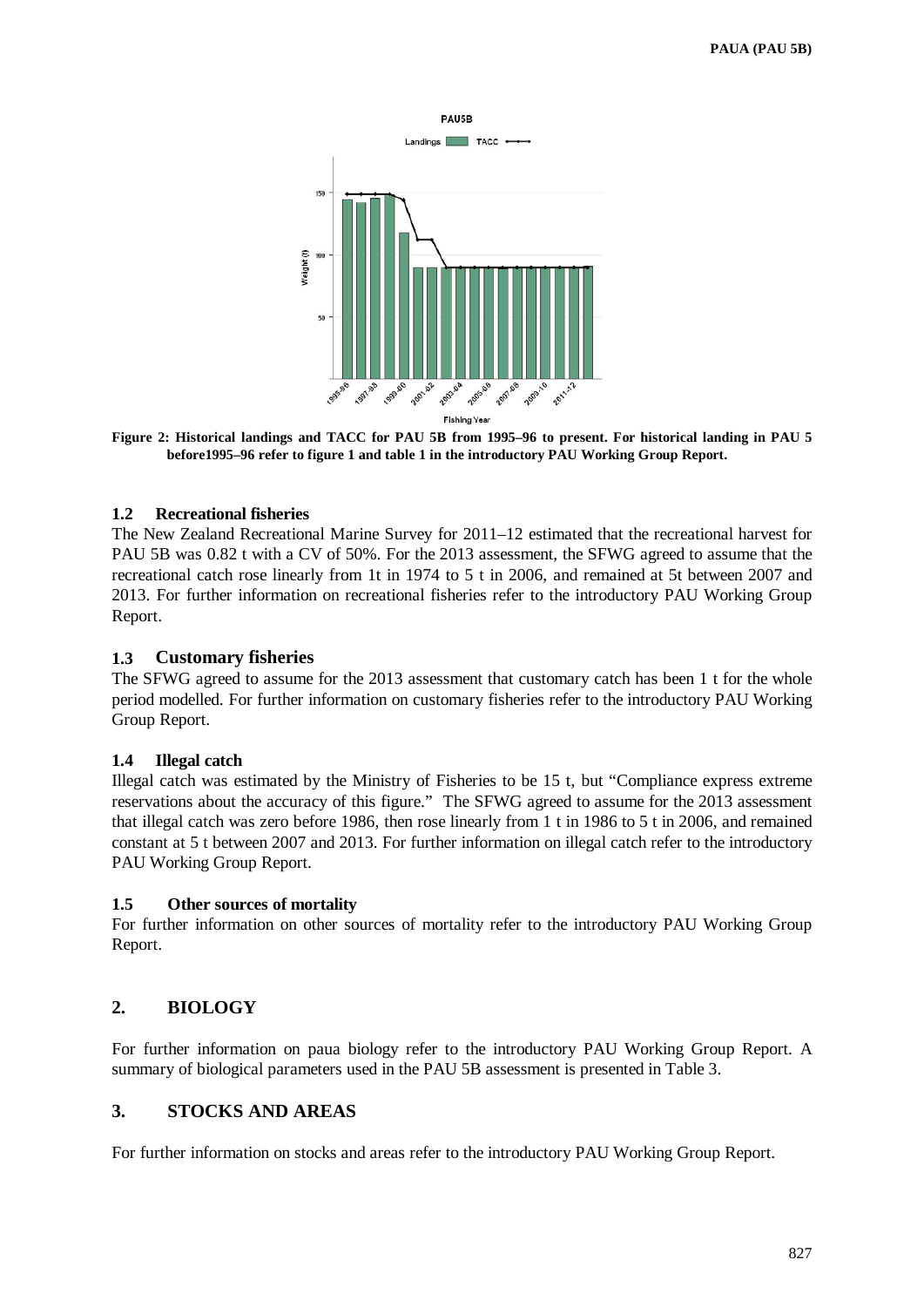PAU5B

Landings TACC

150

100

50

Weight (t)

1995-96 1997-98 1999-00 2001-02 2003-04 2005-06 2007-08 2009-10 2011-12

Fishing Year

**Figure 2: Historical landings and TACC for PAU 5B from 1995–96 to present. For historical landing in PAU 5 before1995–96 refer to figure 1 and table 1 in the introductory PAU Working Group Report.**

### 1.2 Recreational fisheries

The New Zealand Recreational Marine Survey for 2011–12 estimated that the recreational harvest for PAU 5B was 0.82 t with a CV of 50%. For the 2013 assessment, the SFWG agreed to assume that the recreational catch rose linearly from 1t in 1974 to 5 t in 2006, and remained at 5t between 2007 and 2013. For further information on recreational fisheries refer to the introductory PAU Working Group Report.

### 1.3 Customary fisheries

The SFWG agreed to assume for the 2013 assessment that customary catch has been 1 t for the whole period modelled. For further information on customary fisheries refer to the introductory PAU Working Group Report.

### 1.4 Illegal catch

Illegal catch was estimated by the Ministry of Fisheries to be 15 t, but "Compliance express extreme reservations about the accuracy of this figure." The SFWG agreed to assume for the 2013 assessment that illegal catch was zero before 1986, then rose linearly from 1 t in 1986 to 5 t in 2006, and remained constant at 5 t between 2007 and 2013. For further information on illegal catch refer to the introductory PAU Working Group Report.

### 1.5 Other sources of mortality

For further information on other sources of mortality refer to the introductory PAU Working Group Report.

## 2. BIOLOGY

For further information on paua biology refer to the introductory PAU Working Group Report. A summary of biological parameters used in the PAU 5B assessment is presented in Table 3.

## 3. STOCKS AND AREAS

For further information on stocks and areas refer to the introductory PAU Working Group Report.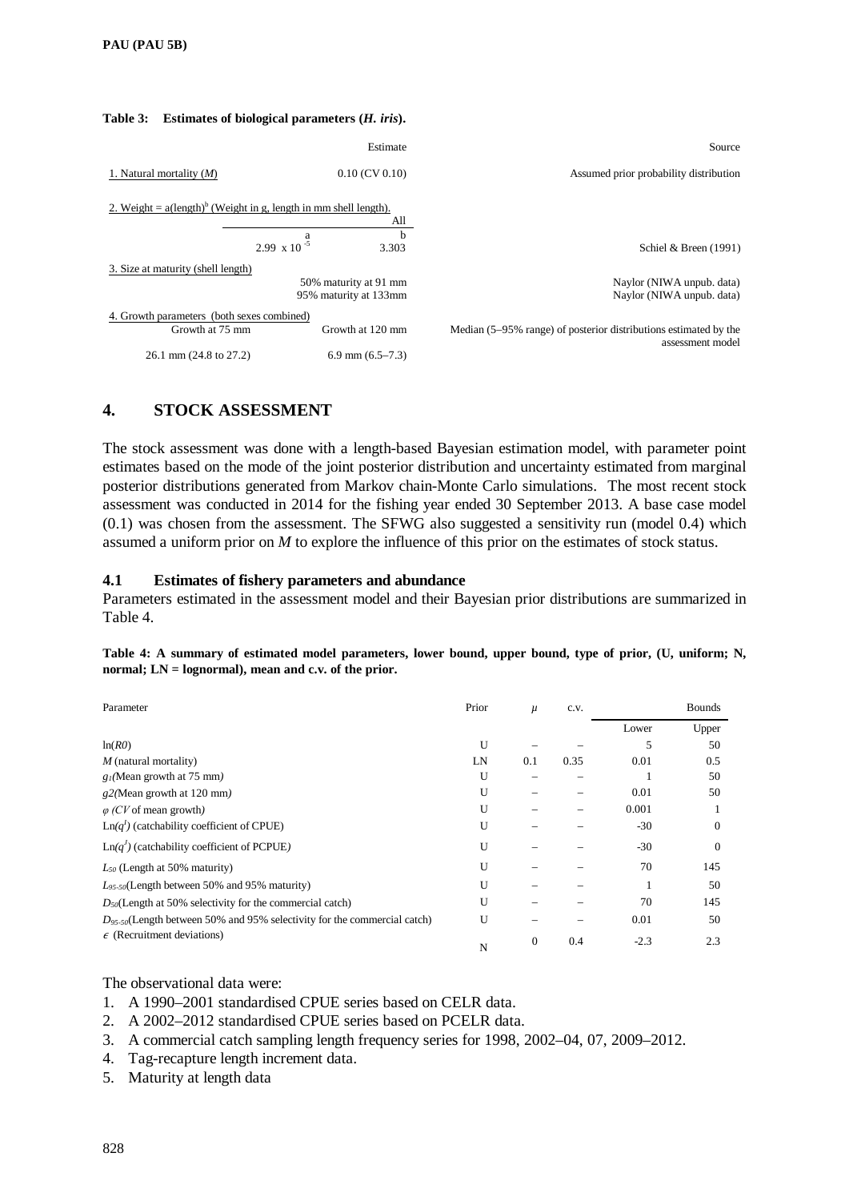**Table 3: Estimates of biological parameters (*H. iris*).**

| | Estimate | Source |
|---|---|---|
| 1. Natural mortality (*M*) | 0.10 (CV 0.10) | Assumed prior probability distribution |
| 2. Weight = a(length)$^b$ (Weight in g, length in mm shell length). | | |
| | All | |
| a | b | |
| $2.99 \times 10^{-5}$ | 3.303 | Schiel & Breen (1991) |
| 3. Size at maturity (shell length) | | |
| | 50% maturity at 91 mm | Naylor (NIWA unpub. data) |
| | 95% maturity at 133mm | Naylor (NIWA unpub. data) |
| 4. Growth parameters (both sexes combined) | | |
| Growth at 75 mm | Growth at 120 mm | Median (5–95% range) of posterior distributions estimated by the assessment model |
| 26.1 mm (24.8 to 27.2) | 6.9 mm (6.5–7.3) | |

## 4. STOCK ASSESSMENT

The stock assessment was done with a length-based Bayesian estimation model, with parameter point estimates based on the mode of the joint posterior distribution and uncertainty estimated from marginal posterior distributions generated from Markov chain-Monte Carlo simulations. The most recent stock assessment was conducted in 2014 for the fishing year ended 30 September 2013. A base case model (0.1) was chosen from the assessment. The SFWG also suggested a sensitivity run (model 0.4) which assumed a uniform prior on *M* to explore the influence of this prior on the estimates of stock status.

### 4.1 Estimates of fishery parameters and abundance

Parameters estimated in the assessment model and their Bayesian prior distributions are summarized in Table 4.

**Table 4: A summary of estimated model parameters, lower bound, upper bound, type of prior, (U, uniform; N, normal; LN = lognormal), mean and c.v. of the prior.**

| Parameter | Prior | $\mu$ | c.v. | Bounds | |
|---|---|---|---|---|---|
| | | | | Lower | Upper |
| $\ln(R0)$ | U | – | – | 5 | 50 |
| *M* (natural mortality) | LN | 0.1 | 0.35 | 0.01 | 0.5 |
| $g_1$(Mean growth at 75 mm) | U | – | – | 1 | 50 |
| $g2$(Mean growth at 120 mm) | U | – | – | 0.01 | 50 |
| $\varphi$ (*CV* of mean growth) | U | – | – | 0.001 | 1 |
| $\mathrm{Ln}(q^I)$ (catchability coefficient of CPUE) | U | – | – | -30 | 0 |
| $\mathrm{Ln}(q^J)$ (catchability coefficient of PCPUE) | U | – | – | -30 | 0 |
| $L_{50}$ (Length at 50% maturity) | U | – | – | 70 | 145 |
| $L_{95\text{-}50}$(Length between 50% and 95% maturity) | U | – | – | 1 | 50 |
| $D_{50}$(Length at 50% selectivity for the commercial catch) | U | – | – | 70 | 145 |
| $D_{95\text{-}50}$(Length between 50% and 95% selectivity for the commercial catch) | U | – | – | 0.01 | 50 |
| $\epsilon$ (Recruitment deviations) | N | 0 | 0.4 | -2.3 | 2.3 |

The observational data were:

1. A 1990–2001 standardised CPUE series based on CELR data.
2. A 2002–2012 standardised CPUE series based on PCELR data.
3. A commercial catch sampling length frequency series for 1998, 2002–04, 07, 2009–2012.
4. Tag-recapture length increment data.
5. Maturity at length data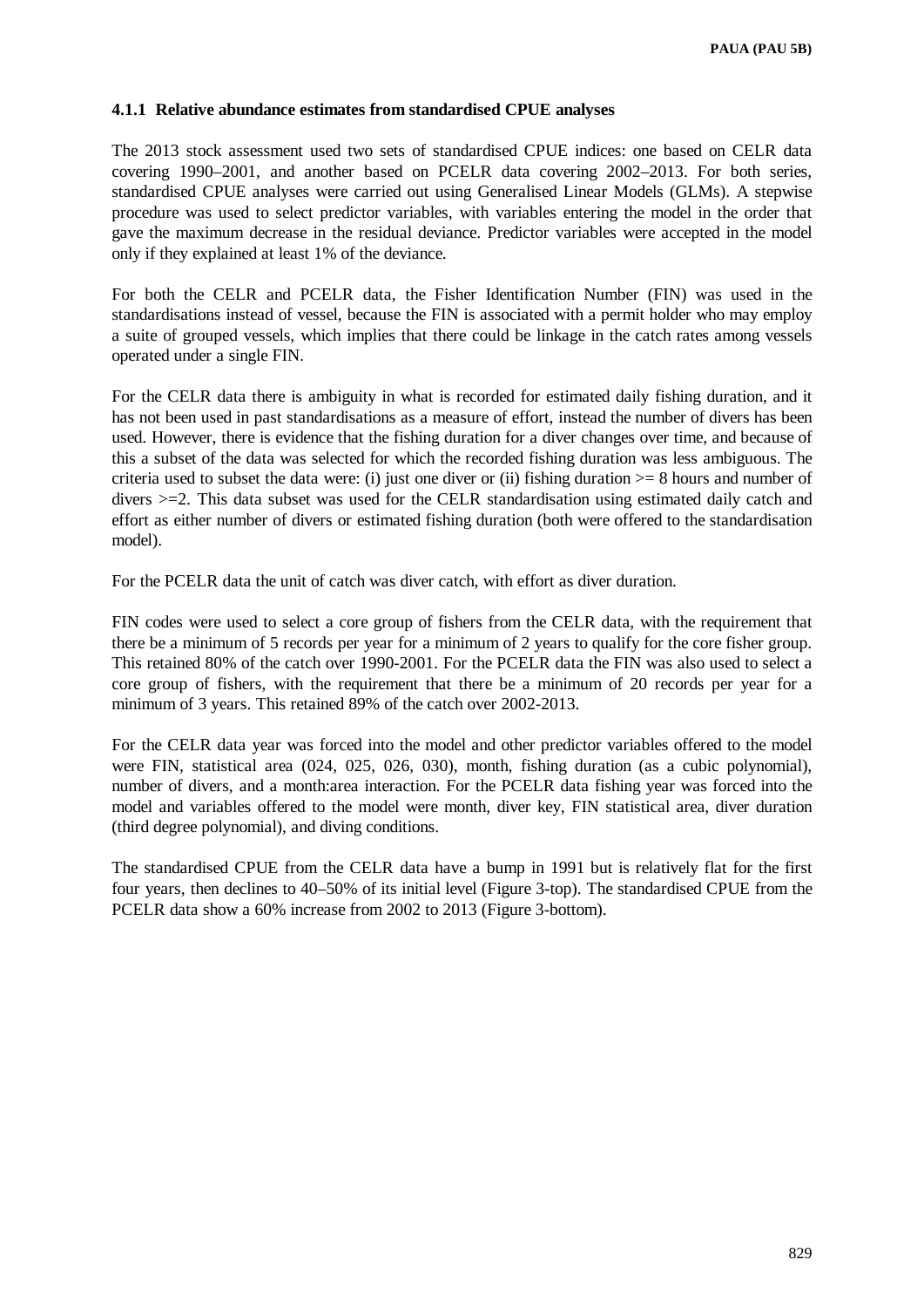#### 4.1.1 Relative abundance estimates from standardised CPUE analyses

The 2013 stock assessment used two sets of standardised CPUE indices: one based on CELR data covering 1990–2001, and another based on PCELR data covering 2002–2013. For both series, standardised CPUE analyses were carried out using Generalised Linear Models (GLMs). A stepwise procedure was used to select predictor variables, with variables entering the model in the order that gave the maximum decrease in the residual deviance. Predictor variables were accepted in the model only if they explained at least 1% of the deviance.

For both the CELR and PCELR data, the Fisher Identification Number (FIN) was used in the standardisations instead of vessel, because the FIN is associated with a permit holder who may employ a suite of grouped vessels, which implies that there could be linkage in the catch rates among vessels operated under a single FIN.

For the CELR data there is ambiguity in what is recorded for estimated daily fishing duration, and it has not been used in past standardisations as a measure of effort, instead the number of divers has been used. However, there is evidence that the fishing duration for a diver changes over time, and because of this a subset of the data was selected for which the recorded fishing duration was less ambiguous. The criteria used to subset the data were: (i) just one diver or (ii) fishing duration >= 8 hours and number of divers >=2. This data subset was used for the CELR standardisation using estimated daily catch and effort as either number of divers or estimated fishing duration (both were offered to the standardisation model).

For the PCELR data the unit of catch was diver catch, with effort as diver duration.

FIN codes were used to select a core group of fishers from the CELR data, with the requirement that there be a minimum of 5 records per year for a minimum of 2 years to qualify for the core fisher group. This retained 80% of the catch over 1990-2001. For the PCELR data the FIN was also used to select a core group of fishers, with the requirement that there be a minimum of 20 records per year for a minimum of 3 years. This retained 89% of the catch over 2002-2013.

For the CELR data year was forced into the model and other predictor variables offered to the model were FIN, statistical area (024, 025, 026, 030), month, fishing duration (as a cubic polynomial), number of divers, and a month:area interaction. For the PCELR data fishing year was forced into the model and variables offered to the model were month, diver key, FIN statistical area, diver duration (third degree polynomial), and diving conditions.

The standardised CPUE from the CELR data have a bump in 1991 but is relatively flat for the first four years, then declines to 40–50% of its initial level (Figure 3-top). The standardised CPUE from the PCELR data show a 60% increase from 2002 to 2013 (Figure 3-bottom).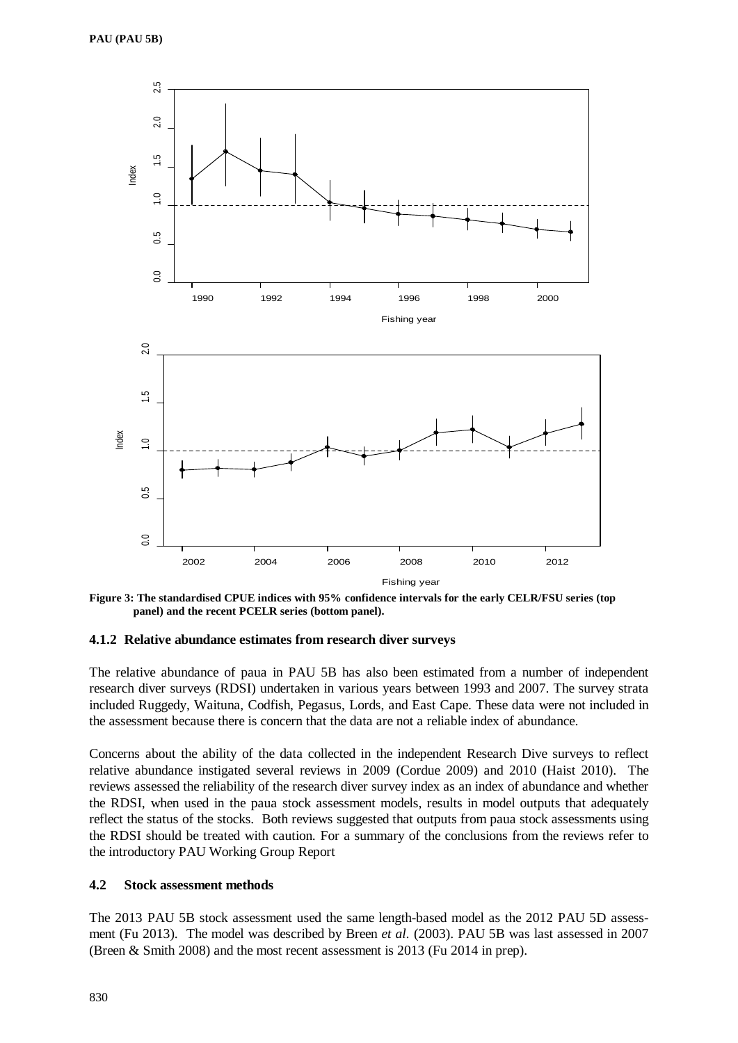Index

2.5
2.0
1.5
1.0
0.5
0.0

1990
1992
1994
1996
1998
2000

Fishing year

Index

2.0
1.5
1.0
0.5
0.0

2002
2004
2006
2008
2010
2012

Fishing year

**Figure 3: The standardised CPUE indices with 95% confidence intervals for the early CELR/FSU series (top panel) and the recent PCELR series (bottom panel).**

### 4.1.2 Relative abundance estimates from research diver surveys

The relative abundance of paua in PAU 5B has also been estimated from a number of independent research diver surveys (RDSI) undertaken in various years between 1993 and 2007. The survey strata included Ruggedy, Waituna, Codfish, Pegasus, Lords, and East Cape. These data were not included in the assessment because there is concern that the data are not a reliable index of abundance.

Concerns about the ability of the data collected in the independent Research Dive surveys to reflect relative abundance instigated several reviews in 2009 (Cordue 2009) and 2010 (Haist 2010). The reviews assessed the reliability of the research diver survey index as an index of abundance and whether the RDSI, when used in the paua stock assessment models, results in model outputs that adequately reflect the status of the stocks. Both reviews suggested that outputs from paua stock assessments using the RDSI should be treated with caution. For a summary of the conclusions from the reviews refer to the introductory PAU Working Group Report

### 4.2 Stock assessment methods

The 2013 PAU 5B stock assessment used the same length-based model as the 2012 PAU 5D assessment (Fu 2013). The model was described by Breen *et al.* (2003). PAU 5B was last assessed in 2007 (Breen & Smith 2008) and the most recent assessment is 2013 (Fu 2014 in prep).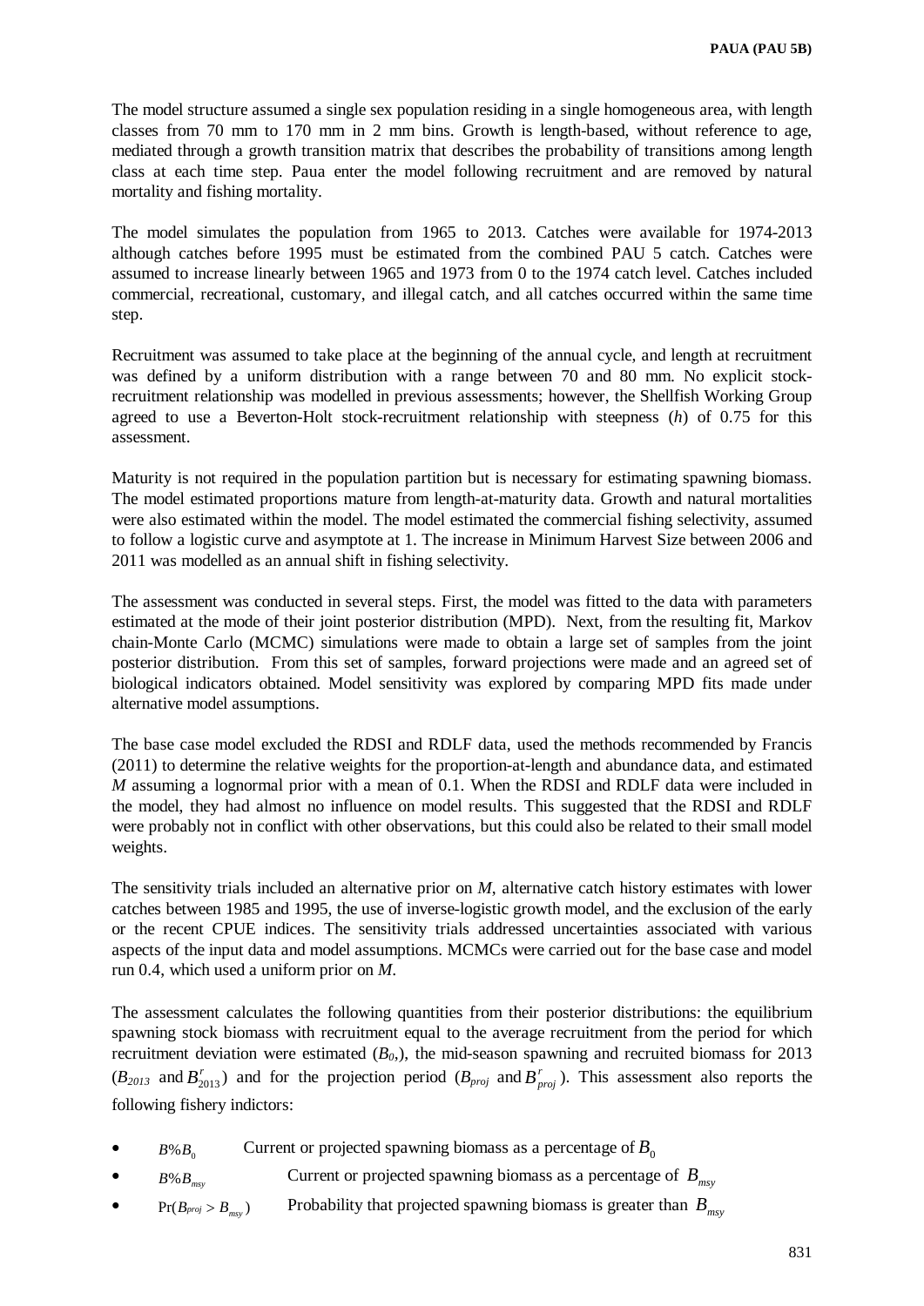The model structure assumed a single sex population residing in a single homogeneous area, with length classes from 70 mm to 170 mm in 2 mm bins. Growth is length-based, without reference to age, mediated through a growth transition matrix that describes the probability of transitions among length class at each time step. Paua enter the model following recruitment and are removed by natural mortality and fishing mortality.

The model simulates the population from 1965 to 2013. Catches were available for 1974-2013 although catches before 1995 must be estimated from the combined PAU 5 catch. Catches were assumed to increase linearly between 1965 and 1973 from 0 to the 1974 catch level. Catches included commercial, recreational, customary, and illegal catch, and all catches occurred within the same time step.

Recruitment was assumed to take place at the beginning of the annual cycle, and length at recruitment was defined by a uniform distribution with a range between 70 and 80 mm. No explicit stock-recruitment relationship was modelled in previous assessments; however, the Shellfish Working Group agreed to use a Beverton-Holt stock-recruitment relationship with steepness ($h$) of 0.75 for this assessment.

Maturity is not required in the population partition but is necessary for estimating spawning biomass. The model estimated proportions mature from length-at-maturity data. Growth and natural mortalities were also estimated within the model. The model estimated the commercial fishing selectivity, assumed to follow a logistic curve and asymptote at 1. The increase in Minimum Harvest Size between 2006 and 2011 was modelled as an annual shift in fishing selectivity.

The assessment was conducted in several steps. First, the model was fitted to the data with parameters estimated at the mode of their joint posterior distribution (MPD). Next, from the resulting fit, Markov chain-Monte Carlo (MCMC) simulations were made to obtain a large set of samples from the joint posterior distribution. From this set of samples, forward projections were made and an agreed set of biological indicators obtained. Model sensitivity was explored by comparing MPD fits made under alternative model assumptions.

The base case model excluded the RDSI and RDLF data, used the methods recommended by Francis (2011) to determine the relative weights for the proportion-at-length and abundance data, and estimated $M$ assuming a lognormal prior with a mean of 0.1. When the RDSI and RDLF data were included in the model, they had almost no influence on model results. This suggested that the RDSI and RDLF were probably not in conflict with other observations, but this could also be related to their small model weights.

The sensitivity trials included an alternative prior on $M$, alternative catch history estimates with lower catches between 1985 and 1995, the use of inverse-logistic growth model, and the exclusion of the early or the recent CPUE indices. The sensitivity trials addressed uncertainties associated with various aspects of the input data and model assumptions. MCMCs were carried out for the base case and model run 0.4, which used a uniform prior on $M$.

The assessment calculates the following quantities from their posterior distributions: the equilibrium spawning stock biomass with recruitment equal to the average recruitment from the period for which recruitment deviation were estimated ($B_0$,), the mid-season spawning and recruited biomass for 2013 ($B_{2013}$ and $B^r_{2013}$) and for the projection period ($B_{proj}$ and $B^r_{proj}$). This assessment also reports the following fishery indictors:

- $B\%B_0$ Current or projected spawning biomass as a percentage of $B_0$
- $B\%B_{msy}$ Current or projected spawning biomass as a percentage of $B_{msy}$
- $\Pr(B_{proj} > B_{msy})$ Probability that projected spawning biomass is greater than $B_{msy}$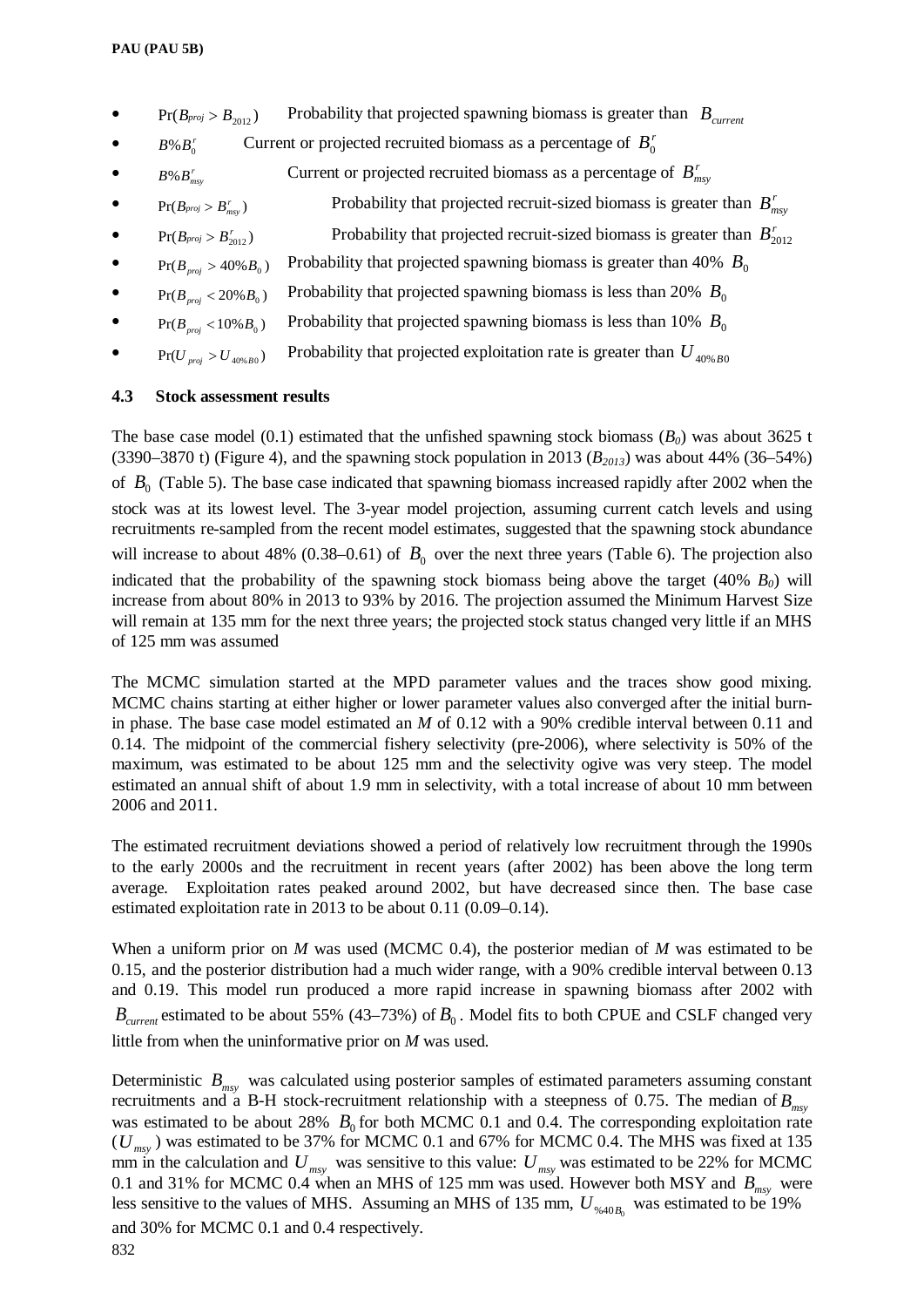- $\Pr(B_{proj} > B_{2012})$ Probability that projected spawning biomass is greater than $B_{current}$
- $B\%B_0^r$ Current or projected recruited biomass as a percentage of $B_0^r$
- $B\%B_{msy}^r$ Current or projected recruited biomass as a percentage of $B_{msy}^r$
- $\Pr(B_{proj} > B_{msy}^r)$ Probability that projected recruit-sized biomass is greater than $B_{msy}^r$
- $\Pr(B_{proj} > B_{2012}^r)$ Probability that projected recruit-sized biomass is greater than $B_{2012}^r$
- $\Pr(B_{proj} > 40\%B_0)$ Probability that projected spawning biomass is greater than 40% $B_0$
- $\Pr(B_{proj} < 20\%B_0)$ Probability that projected spawning biomass is less than 20% $B_0$
- $\Pr(B_{proj} < 10\%B_0)$ Probability that projected spawning biomass is less than 10% $B_0$
- $\Pr(U_{proj} > U_{40\%B0})$ Probability that projected exploitation rate is greater than $U_{40\%B0}$

### 4.3 Stock assessment results

The base case model (0.1) estimated that the unfished spawning stock biomass ($B_0$) was about 3625 t (3390–3870 t) (Figure 4), and the spawning stock population in 2013 ($B_{2013}$) was about 44% (36–54%) of $B_0$ (Table 5). The base case indicated that spawning biomass increased rapidly after 2002 when the stock was at its lowest level. The 3-year model projection, assuming current catch levels and using recruitments re-sampled from the recent model estimates, suggested that the spawning stock abundance will increase to about 48% (0.38–0.61) of $B_0$ over the next three years (Table 6). The projection also indicated that the probability of the spawning stock biomass being above the target (40% $B_0$) will increase from about 80% in 2013 to 93% by 2016. The projection assumed the Minimum Harvest Size will remain at 135 mm for the next three years; the projected stock status changed very little if an MHS of 125 mm was assumed

The MCMC simulation started at the MPD parameter values and the traces show good mixing. MCMC chains starting at either higher or lower parameter values also converged after the initial burn-in phase. The base case model estimated an *M* of 0.12 with a 90% credible interval between 0.11 and 0.14. The midpoint of the commercial fishery selectivity (pre-2006), where selectivity is 50% of the maximum, was estimated to be about 125 mm and the selectivity ogive was very steep. The model estimated an annual shift of about 1.9 mm in selectivity, with a total increase of about 10 mm between 2006 and 2011.

The estimated recruitment deviations showed a period of relatively low recruitment through the 1990s to the early 2000s and the recruitment in recent years (after 2002) has been above the long term average. Exploitation rates peaked around 2002, but have decreased since then. The base case estimated exploitation rate in 2013 to be about 0.11 (0.09–0.14).

When a uniform prior on *M* was used (MCMC 0.4), the posterior median of *M* was estimated to be 0.15, and the posterior distribution had a much wider range, with a 90% credible interval between 0.13 and 0.19. This model run produced a more rapid increase in spawning biomass after 2002 with $B_{current}$ estimated to be about 55% (43–73%) of $B_0$. Model fits to both CPUE and CSLF changed very little from when the uninformative prior on *M* was used.

Deterministic $B_{msy}$ was calculated using posterior samples of estimated parameters assuming constant recruitments and a B-H stock-recruitment relationship with a steepness of 0.75. The median of $B_{msy}$ was estimated to be about 28% $B_0$ for both MCMC 0.1 and 0.4. The corresponding exploitation rate ($U_{msy}$) was estimated to be 37% for MCMC 0.1 and 67% for MCMC 0.4. The MHS was fixed at 135 mm in the calculation and $U_{msy}$ was sensitive to this value: $U_{msy}$ was estimated to be 22% for MCMC 0.1 and 31% for MCMC 0.4 when an MHS of 125 mm was used. However both MSY and $B_{msy}$ were less sensitive to the values of MHS. Assuming an MHS of 135 mm, $U_{\%40B_0}$ was estimated to be 19% and 30% for MCMC 0.1 and 0.4 respectively.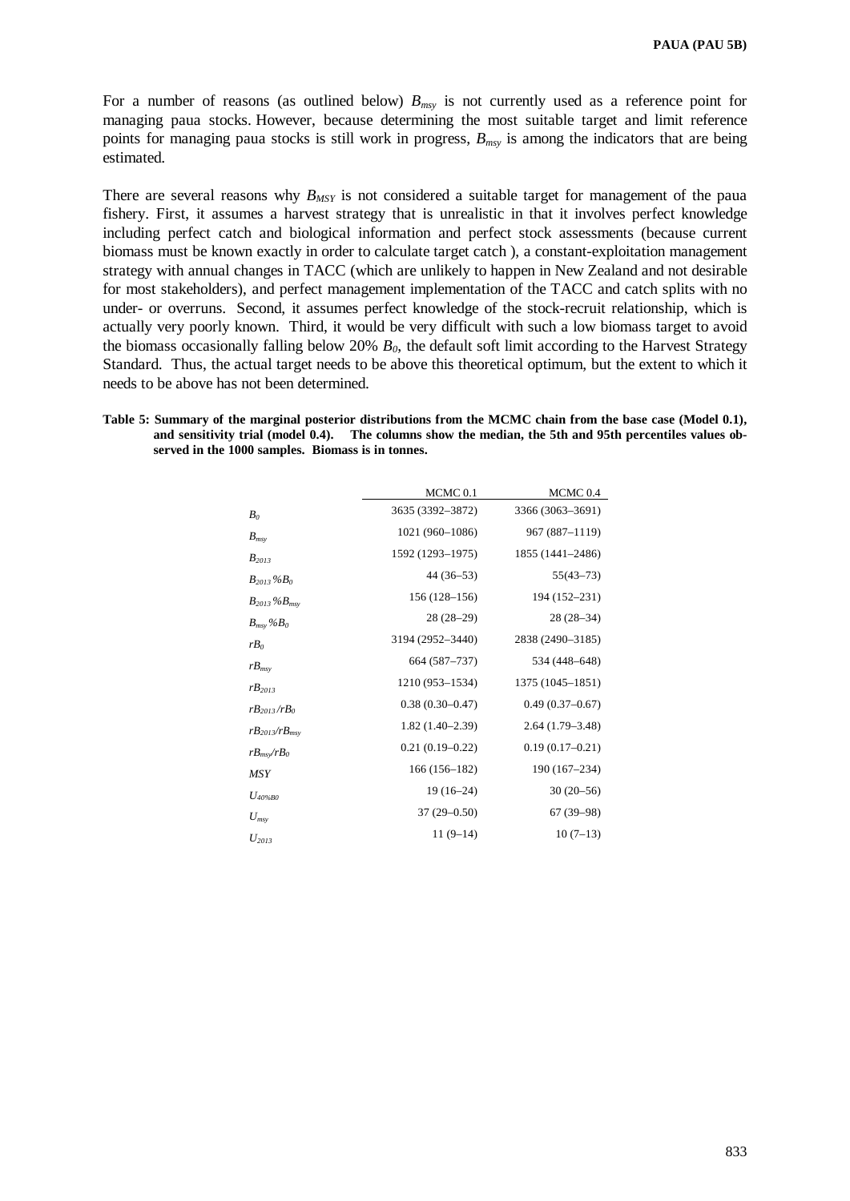For a number of reasons (as outlined below) $B_{msy}$ is not currently used as a reference point for managing paua stocks. However, because determining the most suitable target and limit reference points for managing paua stocks is still work in progress, $B_{msy}$ is among the indicators that are being estimated.

There are several reasons why $B_{MSY}$ is not considered a suitable target for management of the paua fishery. First, it assumes a harvest strategy that is unrealistic in that it involves perfect knowledge including perfect catch and biological information and perfect stock assessments (because current biomass must be known exactly in order to calculate target catch ), a constant-exploitation management strategy with annual changes in TACC (which are unlikely to happen in New Zealand and not desirable for most stakeholders), and perfect management implementation of the TACC and catch splits with no under- or overruns. Second, it assumes perfect knowledge of the stock-recruit relationship, which is actually very poorly known. Third, it would be very difficult with such a low biomass target to avoid the biomass occasionally falling below 20% $B_0$, the default soft limit according to the Harvest Strategy Standard. Thus, the actual target needs to be above this theoretical optimum, but the extent to which it needs to be above has not been determined.

**Table 5: Summary of the marginal posterior distributions from the MCMC chain from the base case (Model 0.1), and sensitivity trial (model 0.4). The columns show the median, the 5th and 95th percentiles values observed in the 1000 samples. Biomass is in tonnes.**

| | MCMC 0.1 | MCMC 0.4 |
|---|---|---|
| $B_0$ | 3635 (3392–3872) | 3366 (3063–3691) |
| $B_{msy}$ | 1021 (960–1086) | 967 (887–1119) |
| $B_{2013}$ | 1592 (1293–1975) | 1855 (1441–2486) |
| $B_{2013}\%B_0$ | 44 (36–53) | 55(43–73) |
| $B_{2013}\%B_{msy}$ | 156 (128–156) | 194 (152–231) |
| $B_{msy}\%B_0$ | 28 (28–29) | 28 (28–34) |
| $rB_0$ | 3194 (2952–3440) | 2838 (2490–3185) |
| $rB_{msy}$ | 664 (587–737) | 534 (448–648) |
| $rB_{2013}$ | 1210 (953–1534) | 1375 (1045–1851) |
| $rB_{2013}/rB_0$ | 0.38 (0.30–0.47) | 0.49 (0.37–0.67) |
| $rB_{2013}/rB_{msy}$ | 1.82 (1.40–2.39) | 2.64 (1.79–3.48) |
| $rB_{msy}/rB_0$ | 0.21 (0.19–0.22) | 0.19 (0.17–0.21) |
| $MSY$ | 166 (156–182) | 190 (167–234) |
| $U_{40\%B0}$ | 19 (16–24) | 30 (20–56) |
| $U_{msy}$ | 37 (29–0.50) | 67 (39–98) |
| $U_{2013}$ | 11 (9–14) | 10 (7–13) |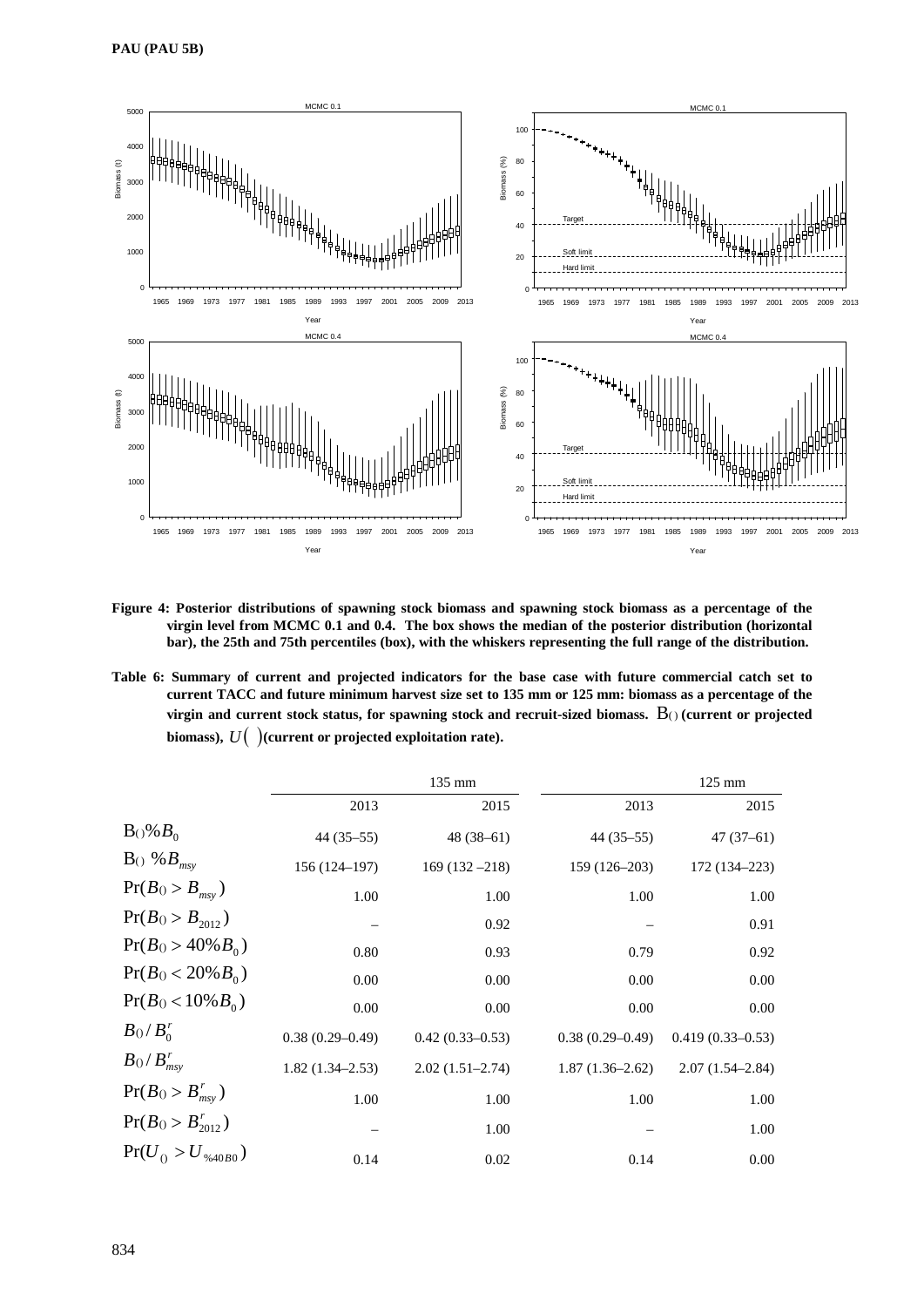MCMC 0.1

Biomass (t)

5000 4000 3000 2000 1000 0

1965 1969 1973 1977 1981 1985 1989 1993 1997 2001 2005 2009 2013

Year

MCMC 0.1

Biomass (%)

100 80 60 40 20 0

Target

Soft limit

Hard limit

1965 1969 1973 1977 1981 1985 1989 1993 1997 2001 2005 2009 2013

Year

MCMC 0.4

Biomass (t)

5000 4000 3000 2000 1000 0

1965 1969 1973 1977 1981 1985 1989 1993 1997 2001 2005 2009 2013

Year

MCMC 0.4

Biomass (%)

100 80 60 40 20 0

Target

Soft limit

Hard limit

1965 1969 1973 1977 1981 1985 1989 1993 1997 2001 2005 2009 2013

Year

**Figure 4: Posterior distributions of spawning stock biomass and spawning stock biomass as a percentage of the virgin level from MCMC 0.1 and 0.4. The box shows the median of the posterior distribution (horizontal bar), the 25th and 75th percentiles (box), with the whiskers representing the full range of the distribution.**

**Table 6: Summary of current and projected indicators for the base case with future commercial catch set to current TACC and future minimum harvest size set to 135 mm or 125 mm: biomass as a percentage of the virgin and current stock status, for spawning stock and recruit-sized biomass. $B_{()}$ (current or projected biomass), $U(\ )$ (current or projected exploitation rate).**

| | 135 mm | | 125 mm | |
|---|---|---|---|---|
| | 2013 | 2015 | 2013 | 2015 |
| $B_{()}\%B_0$ | 44 (35–55) | 48 (38–61) | 44 (35–55) | 47 (37–61) |
| $B_{()}\ \%B_{msy}$ | 156 (124–197) | 169 (132 –218) | 159 (126–203) | 172 (134–223) |
| $\Pr(B_{()} > B_{msy})$ | 1.00 | 1.00 | 1.00 | 1.00 |
| $\Pr(B_{()} > B_{2012})$ | – | 0.92 | – | 0.91 |
| $\Pr(B_{()} > 40\%B_0)$ | 0.80 | 0.93 | 0.79 | 0.92 |
| $\Pr(B_{()} < 20\%B_0)$ | 0.00 | 0.00 | 0.00 | 0.00 |
| $\Pr(B_{()} < 10\%B_0)$ | 0.00 | 0.00 | 0.00 | 0.00 |
| $B_{()}/B_0^r$ | 0.38 (0.29–0.49) | 0.42 (0.33–0.53) | 0.38 (0.29–0.49) | 0.419 (0.33–0.53) |
| $B_{()}/B_{msy}^r$ | 1.82 (1.34–2.53) | 2.02 (1.51–2.74) | 1.87 (1.36–2.62) | 2.07 (1.54–2.84) |
| $\Pr(B_{()} > B_{msy}^r)$ | 1.00 | 1.00 | 1.00 | 1.00 |
| $\Pr(B_{()} > B_{2012}^r)$ | – | 1.00 | – | 1.00 |
| $\Pr(U_{()} > U_{\%40B0})$ | 0.14 | 0.02 | 0.14 | 0.00 |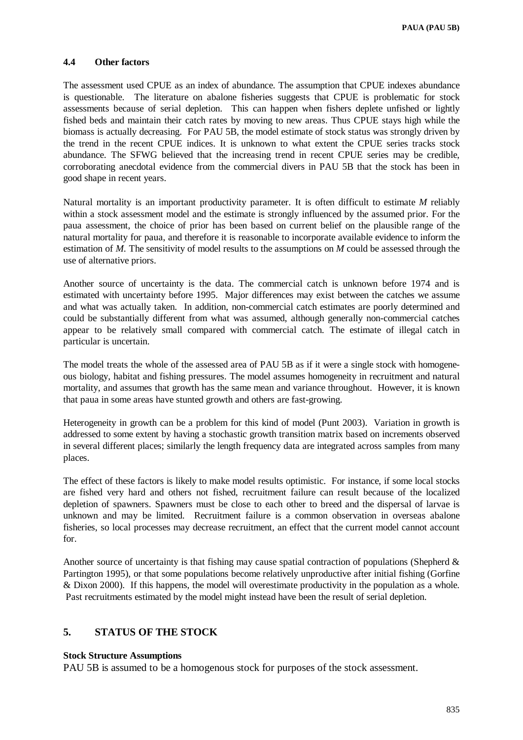### 4.4 Other factors

The assessment used CPUE as an index of abundance. The assumption that CPUE indexes abundance is questionable. The literature on abalone fisheries suggests that CPUE is problematic for stock assessments because of serial depletion. This can happen when fishers deplete unfished or lightly fished beds and maintain their catch rates by moving to new areas. Thus CPUE stays high while the biomass is actually decreasing. For PAU 5B, the model estimate of stock status was strongly driven by the trend in the recent CPUE indices. It is unknown to what extent the CPUE series tracks stock abundance. The SFWG believed that the increasing trend in recent CPUE series may be credible, corroborating anecdotal evidence from the commercial divers in PAU 5B that the stock has been in good shape in recent years.

Natural mortality is an important productivity parameter. It is often difficult to estimate $M$ reliably within a stock assessment model and the estimate is strongly influenced by the assumed prior. For the paua assessment, the choice of prior has been based on current belief on the plausible range of the natural mortality for paua, and therefore it is reasonable to incorporate available evidence to inform the estimation of $M$. The sensitivity of model results to the assumptions on $M$ could be assessed through the use of alternative priors.

Another source of uncertainty is the data. The commercial catch is unknown before 1974 and is estimated with uncertainty before 1995. Major differences may exist between the catches we assume and what was actually taken. In addition, non-commercial catch estimates are poorly determined and could be substantially different from what was assumed, although generally non-commercial catches appear to be relatively small compared with commercial catch. The estimate of illegal catch in particular is uncertain.

The model treats the whole of the assessed area of PAU 5B as if it were a single stock with homogeneous biology, habitat and fishing pressures. The model assumes homogeneity in recruitment and natural mortality, and assumes that growth has the same mean and variance throughout. However, it is known that paua in some areas have stunted growth and others are fast-growing.

Heterogeneity in growth can be a problem for this kind of model (Punt 2003). Variation in growth is addressed to some extent by having a stochastic growth transition matrix based on increments observed in several different places; similarly the length frequency data are integrated across samples from many places.

The effect of these factors is likely to make model results optimistic. For instance, if some local stocks are fished very hard and others not fished, recruitment failure can result because of the localized depletion of spawners. Spawners must be close to each other to breed and the dispersal of larvae is unknown and may be limited. Recruitment failure is a common observation in overseas abalone fisheries, so local processes may decrease recruitment, an effect that the current model cannot account for.

Another source of uncertainty is that fishing may cause spatial contraction of populations (Shepherd & Partington 1995), or that some populations become relatively unproductive after initial fishing (Gorfine & Dixon 2000). If this happens, the model will overestimate productivity in the population as a whole. Past recruitments estimated by the model might instead have been the result of serial depletion.

## 5. STATUS OF THE STOCK

**Stock Structure Assumptions**

PAU 5B is assumed to be a homogenous stock for purposes of the stock assessment.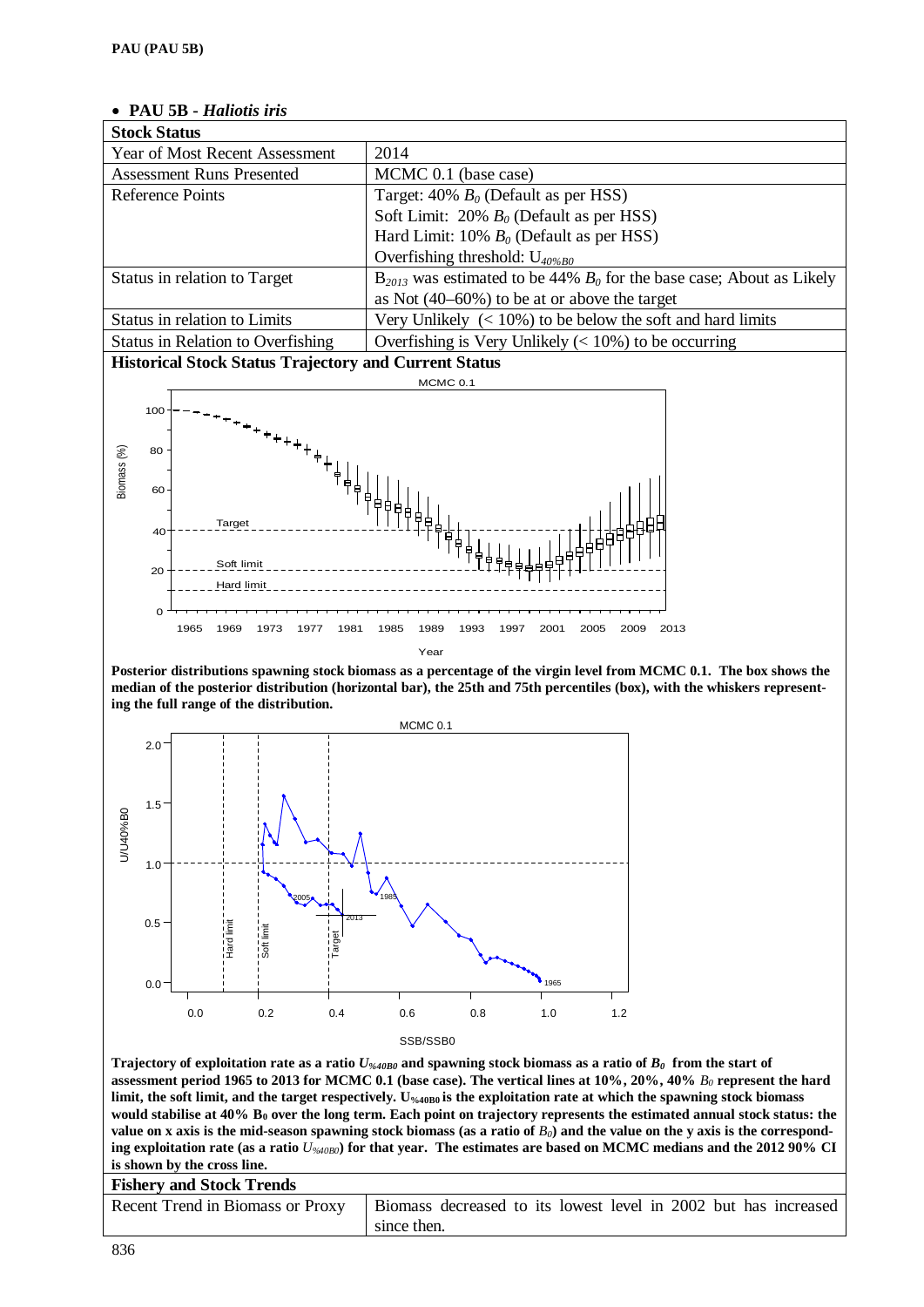- **PAU 5B -** ***Haliotis iris***

| **Stock Status** | |
|---|---|
| Year of Most Recent Assessment | 2014 |
| Assessment Runs Presented | MCMC 0.1 (base case) |
| Reference Points | Target: 40% $B_0$ (Default as per HSS)<br>Soft Limit: 20% $B_0$ (Default as per HSS)<br>Hard Limit: 10% $B_0$ (Default as per HSS)<br>Overfishing threshold: $U_{40\%B0}$ |
| Status in relation to Target | $B_{2013}$ was estimated to be 44% $B_0$ for the base case; About as Likely as Not (40–60%) to be at or above the target |
| Status in relation to Limits | Very Unlikely (< 10%) to be below the soft and hard limits |
| Status in Relation to Overfishing | Overfishing is Very Unlikely (< 10%) to be occurring |

**Historical Stock Status Trajectory and Current Status**

MCMC 0.1

Biomass (%)

100
80
60
40
20
0

Target
Soft limit
Hard limit

1965 1969 1973 1977 1981 1985 1989 1993 1997 2001 2005 2009 2013

Year

**Posterior distributions spawning stock biomass as a percentage of the virgin level from MCMC 0.1. The box shows the median of the posterior distribution (horizontal bar), the 25th and 75th percentiles (box), with the whiskers representing the full range of the distribution.**

MCMC 0.1

U/U40%B0

2.0
1.5
1.0
0.5
0.0

Hard limit
Soft limit
Target

2005
1985
2013
1965

0.0 0.2 0.4 0.6 0.8 1.0 1.2

SSB/SSB0

**Trajectory of exploitation rate as a ratio $U_{\%40B0}$ and spawning stock biomass as a ratio of $B_0$ from the start of assessment period 1965 to 2013 for MCMC 0.1 (base case). The vertical lines at 10%, 20%, 40% $B_0$ represent the hard limit, the soft limit, and the target respectively. $U_{\%40B0}$ is the exploitation rate at which the spawning stock biomass would stabilise at 40% $B_0$ over the long term. Each point on trajectory represents the estimated annual stock status: the value on x axis is the mid-season spawning stock biomass (as a ratio of $B_0$) and the value on the y axis is the corresponding exploitation rate (as a ratio $U_{\%40B0}$) for that year. The estimates are based on MCMC medians and the 2012 90% CI is shown by the cross line.**

| **Fishery and Stock Trends** | |
|---|---|
| Recent Trend in Biomass or Proxy | Biomass decreased to its lowest level in 2002 but has increased since then. |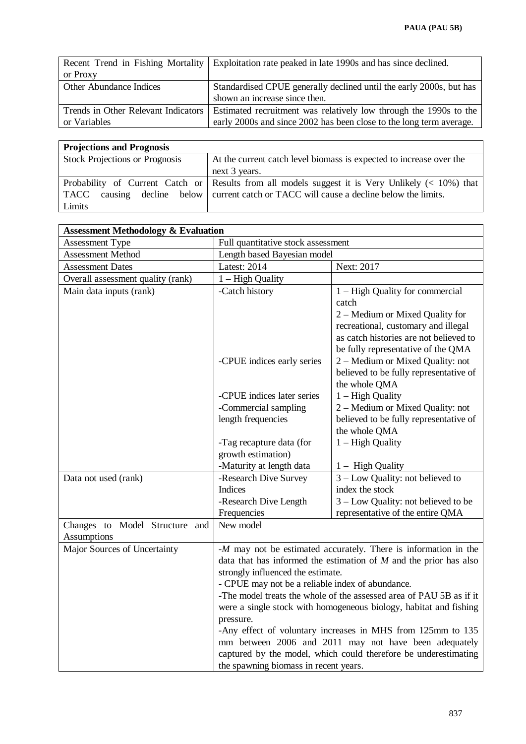| | |
|---|---|
| Recent Trend in Fishing Mortality or Proxy | Exploitation rate peaked in late 1990s and has since declined. |
| Other Abundance Indices | Standardised CPUE generally declined until the early 2000s, but has shown an increase since then. |
| Trends in Other Relevant Indicators or Variables | Estimated recruitment was relatively low through the 1990s to the early 2000s and since 2002 has been close to the long term average. |

| **Projections and Prognosis** | |
|---|---|
| Stock Projections or Prognosis | At the current catch level biomass is expected to increase over the next 3 years. |
| Probability of Current Catch or TACC causing decline below Limits | Results from all models suggest it is Very Unlikely (< 10%) that current catch or TACC will cause a decline below the limits. |

| **Assessment Methodology & Evaluation** | | |
|---|---|---|
| Assessment Type | Full quantitative stock assessment | |
| Assessment Method | Length based Bayesian model | |
| Assessment Dates | Latest: 2014 | Next: 2017 |
| Overall assessment quality (rank) | 1 – High Quality | |
| Main data inputs (rank) | -Catch history | 1 – High Quality for commercial catch<br>2 – Medium or Mixed Quality for recreational, customary and illegal as catch histories are not believed to be fully representative of the QMA |
| | -CPUE indices early series | 2 – Medium or Mixed Quality: not believed to be fully representative of the whole QMA |
| | -CPUE indices later series | 1 – High Quality |
| | -Commercial sampling length frequencies | 2 – Medium or Mixed Quality: not believed to be fully representative of the whole QMA |
| | -Tag recapture data (for growth estimation) | 1 – High Quality |
| | -Maturity at length data | 1 – High Quality |
| Data not used (rank) | -Research Dive Survey Indices | 3 – Low Quality: not believed to index the stock |
| | -Research Dive Length Frequencies | 3 – Low Quality: not believed to be representative of the entire QMA |
| Changes to Model Structure and Assumptions | New model | |
| Major Sources of Uncertainty | -*M* may not be estimated accurately. There is information in the data that has informed the estimation of *M* and the prior has also strongly influenced the estimate.<br>- CPUE may not be a reliable index of abundance.<br>-The model treats the whole of the assessed area of PAU 5B as if it were a single stock with homogeneous biology, habitat and fishing pressure.<br>-Any effect of voluntary increases in MHS from 125mm to 135 mm between 2006 and 2011 may not have been adequately captured by the model, which could therefore be underestimating the spawning biomass in recent years. | |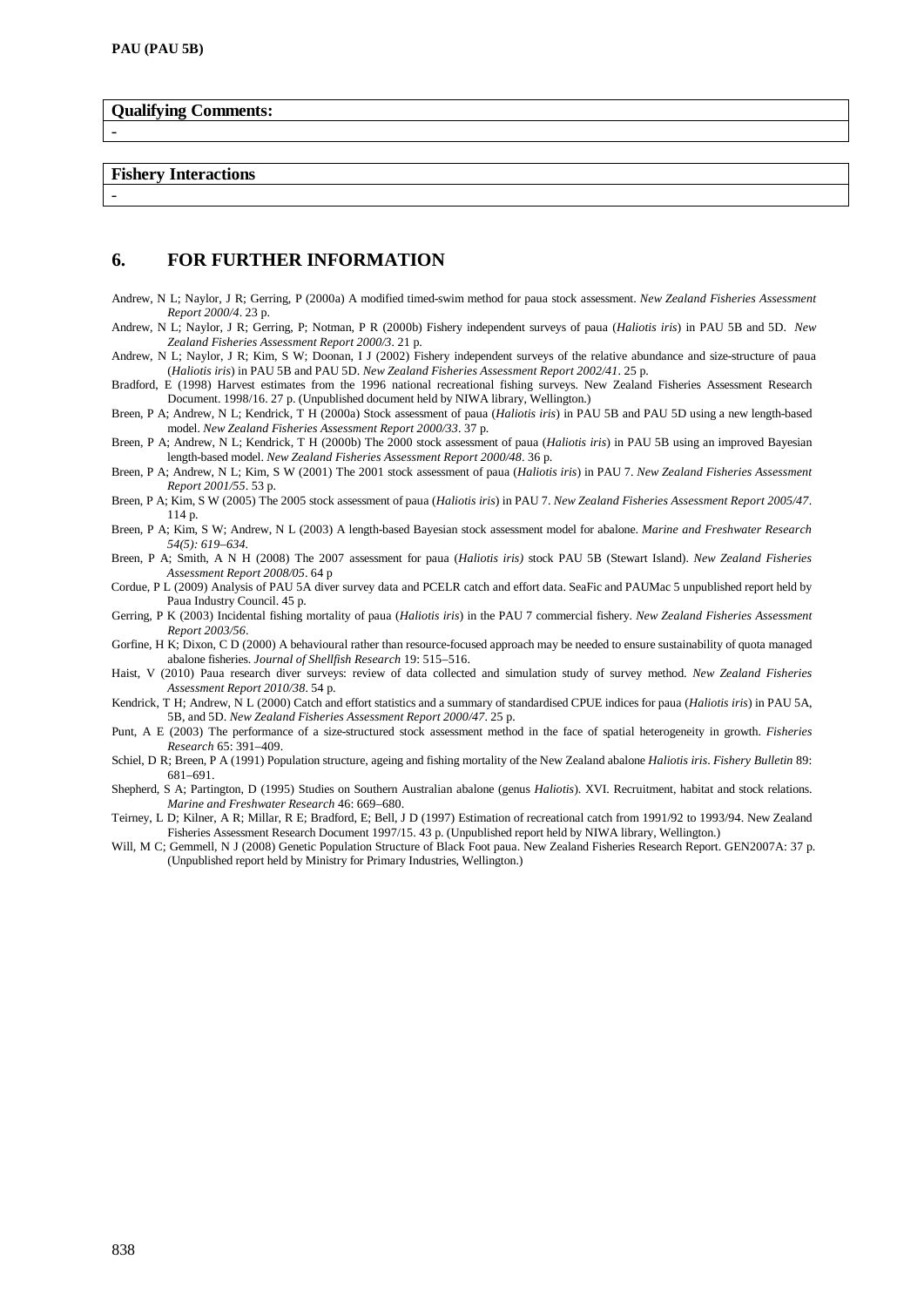| Qualifying Comments: |
|---|
| - |

| Fishery Interactions |
|---|
| - |

## 6. FOR FURTHER INFORMATION

Andrew, N L; Naylor, J R; Gerring, P (2000a) A modified timed-swim method for paua stock assessment. *New Zealand Fisheries Assessment Report 2000/4*. 23 p.

Andrew, N L; Naylor, J R; Gerring, P; Notman, P R (2000b) Fishery independent surveys of paua (*Haliotis iris*) in PAU 5B and 5D. *New Zealand Fisheries Assessment Report 2000/3*. 21 p.

Andrew, N L; Naylor, J R; Kim, S W; Doonan, I J (2002) Fishery independent surveys of the relative abundance and size-structure of paua (*Haliotis iris*) in PAU 5B and PAU 5D. *New Zealand Fisheries Assessment Report 2002/41*. 25 p.

Bradford, E (1998) Harvest estimates from the 1996 national recreational fishing surveys. New Zealand Fisheries Assessment Research Document. 1998/16. 27 p. (Unpublished document held by NIWA library, Wellington.)

Breen, P A; Andrew, N L; Kendrick, T H (2000a) Stock assessment of paua (*Haliotis iris*) in PAU 5B and PAU 5D using a new length-based model. *New Zealand Fisheries Assessment Report 2000/33*. 37 p.

Breen, P A; Andrew, N L; Kendrick, T H (2000b) The 2000 stock assessment of paua (*Haliotis iris*) in PAU 5B using an improved Bayesian length-based model. *New Zealand Fisheries Assessment Report 2000/48*. 36 p.

Breen, P A; Andrew, N L; Kim, S W (2001) The 2001 stock assessment of paua (*Haliotis iris*) in PAU 7. *New Zealand Fisheries Assessment Report 2001/55*. 53 p.

Breen, P A; Kim, S W (2005) The 2005 stock assessment of paua (*Haliotis iris*) in PAU 7. *New Zealand Fisheries Assessment Report 2005/47*. 114 p.

Breen, P A; Kim, S W; Andrew, N L (2003) A length-based Bayesian stock assessment model for abalone. *Marine and Freshwater Research 54(5): 619–634*.

Breen, P A; Smith, A N H (2008) The 2007 assessment for paua (*Haliotis iris)* stock PAU 5B (Stewart Island). *New Zealand Fisheries Assessment Report 2008/05*. 64 p

Cordue, P L (2009) Analysis of PAU 5A diver survey data and PCELR catch and effort data. SeaFic and PAUMac 5 unpublished report held by Paua Industry Council. 45 p.

Gerring, P K (2003) Incidental fishing mortality of paua (*Haliotis iris*) in the PAU 7 commercial fishery. *New Zealand Fisheries Assessment Report 2003/56*.

Gorfine, H K; Dixon, C D (2000) A behavioural rather than resource-focused approach may be needed to ensure sustainability of quota managed abalone fisheries. *Journal of Shellfish Research* 19: 515–516.

Haist, V (2010) Paua research diver surveys: review of data collected and simulation study of survey method. *New Zealand Fisheries Assessment Report 2010/38*. 54 p.

Kendrick, T H; Andrew, N L (2000) Catch and effort statistics and a summary of standardised CPUE indices for paua (*Haliotis iris*) in PAU 5A, 5B, and 5D. *New Zealand Fisheries Assessment Report 2000/47*. 25 p.

Punt, A E (2003) The performance of a size-structured stock assessment method in the face of spatial heterogeneity in growth. *Fisheries Research* 65: 391–409.

Schiel, D R; Breen, P A (1991) Population structure, ageing and fishing mortality of the New Zealand abalone *Haliotis iris*. *Fishery Bulletin* 89: 681–691.

Shepherd, S A; Partington, D (1995) Studies on Southern Australian abalone (genus *Haliotis*). XVI. Recruitment, habitat and stock relations. *Marine and Freshwater Research* 46: 669–680.

Teirney, L D; Kilner, A R; Millar, R E; Bradford, E; Bell, J D (1997) Estimation of recreational catch from 1991/92 to 1993/94. New Zealand Fisheries Assessment Research Document 1997/15. 43 p. (Unpublished report held by NIWA library, Wellington.)

Will, M C; Gemmell, N J (2008) Genetic Population Structure of Black Foot paua. New Zealand Fisheries Research Report. GEN2007A: 37 p. (Unpublished report held by Ministry for Primary Industries, Wellington.)